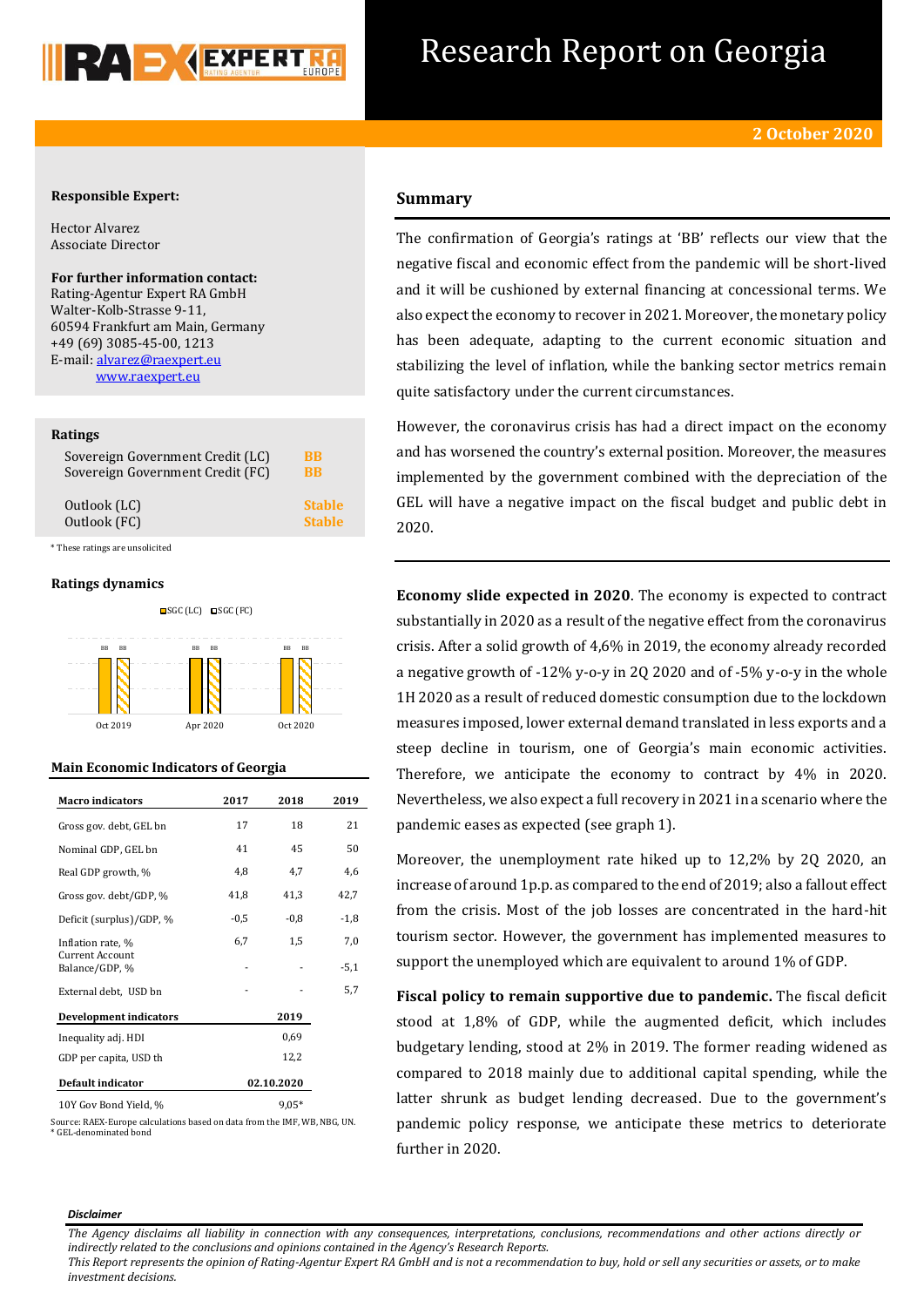# Research Report on Georgia

**2 October 2020**

### Responsible Expert:

Hector Alvarez
Associate Director

**For further information contact:**
Rating-Agentur Expert RA GmbH
Walter-Kolb-Strasse 9-11,
60594 Frankfurt am Main, Germany
+49 (69) 3085-45-00, 1213
E-mail: alvarez@raexpert.eu
www.raexpert.eu

### Ratings

| | |
|---|---|
| Sovereign Government Credit (LC) | BB |
| Sovereign Government Credit (FC) | BB |
| Outlook (LC) | Stable |
| Outlook (FC) | Stable |

\* These ratings are unsolicited

### Ratings dynamics

| | SGC (LC) | SGC (FC) |
|---|---|---|
| Oct 2019 | BB | BB |
| Apr 2020 | BB | BB |
| Oct 2020 | BB | BB |

### Main Economic Indicators of Georgia

| Macro indicators | 2017 | 2018 | 2019 |
|---|---|---|---|
| Gross gov. debt, GEL bn | 17 | 18 | 21 |
| Nominal GDP, GEL bn | 41 | 45 | 50 |
| Real GDP growth, % | 4,8 | 4,7 | 4,6 |
| Gross gov. debt/GDP, % | 41,8 | 41,3 | 42,7 |
| Deficit (surplus)/GDP, % | -0,5 | -0,8 | -1,8 |
| Inflation rate, % | 6,7 | 1,5 | 7,0 |
| Current Account Balance/GDP, % | - | - | -5,1 |
| External debt, USD bn | - | - | 5,7 |
| **Development indicators** | | | **2019** |
| Inequality adj. HDI | | | 0,69 |
| GDP per capita, USD th | | | 12,2 |
| **Default indicator** | | | **02.10.2020** |
| 10Y Gov Bond Yield, % | | | 9,05* |

Source: RAEX-Europe calculations based on data from the IMF, WB, NBG, UN.
\* GEL-denominated bond

## Summary

The confirmation of Georgia's ratings at 'BB' reflects our view that the negative fiscal and economic effect from the pandemic will be short-lived and it will be cushioned by external financing at concessional terms. We also expect the economy to recover in 2021. Moreover, the monetary policy has been adequate, adapting to the current economic situation and stabilizing the level of inflation, while the banking sector metrics remain quite satisfactory under the current circumstances.

However, the coronavirus crisis has had a direct impact on the economy and has worsened the country's external position. Moreover, the measures implemented by the government combined with the depreciation of the GEL will have a negative impact on the fiscal budget and public debt in 2020.

**Economy slide expected in 2020**. The economy is expected to contract substantially in 2020 as a result of the negative effect from the coronavirus crisis. After a solid growth of 4,6% in 2019, the economy already recorded a negative growth of -12% y-o-y in 2Q 2020 and of -5% y-o-y in the whole 1H 2020 as a result of reduced domestic consumption due to the lockdown measures imposed, lower external demand translated in less exports and a steep decline in tourism, one of Georgia's main economic activities. Therefore, we anticipate the economy to contract by 4% in 2020. Nevertheless, we also expect a full recovery in 2021 in a scenario where the pandemic eases as expected (see graph 1).

Moreover, the unemployment rate hiked up to 12,2% by 2Q 2020, an increase of around 1p.p. as compared to the end of 2019; also a fallout effect from the crisis. Most of the job losses are concentrated in the hard-hit tourism sector. However, the government has implemented measures to support the unemployed which are equivalent to around 1% of GDP.

**Fiscal policy to remain supportive due to pandemic.** The fiscal deficit stood at 1,8% of GDP, while the augmented deficit, which includes budgetary lending, stood at 2% in 2019. The former reading widened as compared to 2018 mainly due to additional capital spending, while the latter shrunk as budget lending decreased. Due to the government's pandemic policy response, we anticipate these metrics to deteriorate further in 2020.

*Disclaimer*

*The Agency disclaims all liability in connection with any consequences, interpretations, conclusions, recommendations and other actions directly or indirectly related to the conclusions and opinions contained in the Agency's Research Reports.*
*This Report represents the opinion of Rating-Agentur Expert RA GmbH and is not a recommendation to buy, hold or sell any securities or assets, or to make investment decisions.*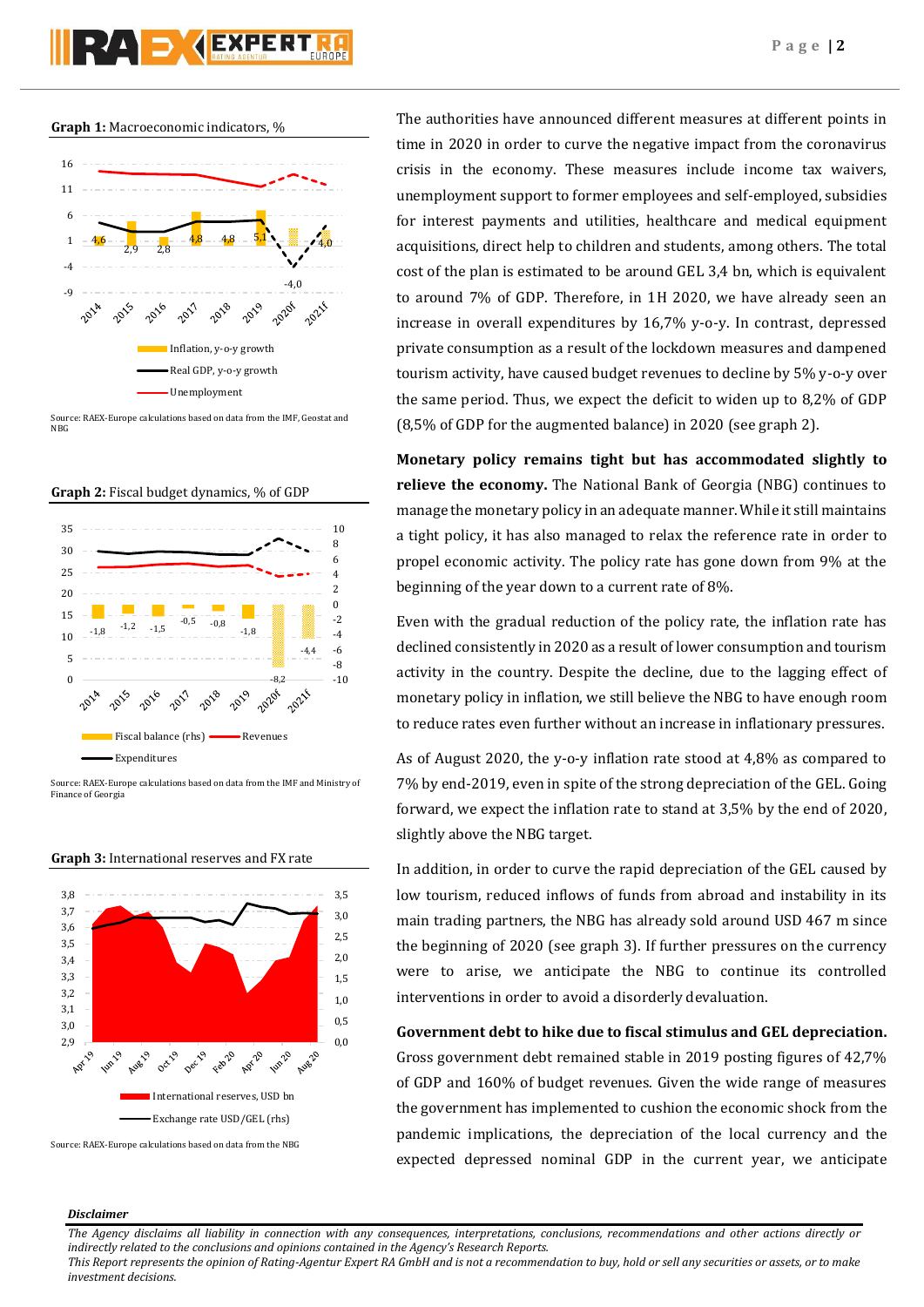**Graph 1:** Macroeconomic indicators, %

Source: RAEX-Europe calculations based on data from the IMF, Geostat and NBG

**Graph 2:** Fiscal budget dynamics, % of GDP

Source: RAEX-Europe calculations based on data from the IMF and Ministry of Finance of Georgia

**Graph 3:** International reserves and FX rate

Source: RAEX-Europe calculations based on data from the NBG

The authorities have announced different measures at different points in time in 2020 in order to curve the negative impact from the coronavirus crisis in the economy. These measures include income tax waivers, unemployment support to former employees and self-employed, subsidies for interest payments and utilities, healthcare and medical equipment acquisitions, direct help to children and students, among others. The total cost of the plan is estimated to be around GEL 3,4 bn, which is equivalent to around 7% of GDP. Therefore, in 1H 2020, we have already seen an increase in overall expenditures by 16,7% y-o-y. In contrast, depressed private consumption as a result of the lockdown measures and dampened tourism activity, have caused budget revenues to decline by 5% y-o-y over the same period. Thus, we expect the deficit to widen up to 8,2% of GDP (8,5% of GDP for the augmented balance) in 2020 (see graph 2).

**Monetary policy remains tight but has accommodated slightly to relieve the economy.** The National Bank of Georgia (NBG) continues to manage the monetary policy in an adequate manner. While it still maintains a tight policy, it has also managed to relax the reference rate in order to propel economic activity. The policy rate has gone down from 9% at the beginning of the year down to a current rate of 8%.

Even with the gradual reduction of the policy rate, the inflation rate has declined consistently in 2020 as a result of lower consumption and tourism activity in the country. Despite the decline, due to the lagging effect of monetary policy in inflation, we still believe the NBG to have enough room to reduce rates even further without an increase in inflationary pressures.

As of August 2020, the y-o-y inflation rate stood at 4,8% as compared to 7% by end-2019, even in spite of the strong depreciation of the GEL. Going forward, we expect the inflation rate to stand at 3,5% by the end of 2020, slightly above the NBG target.

In addition, in order to curve the rapid depreciation of the GEL caused by low tourism, reduced inflows of funds from abroad and instability in its main trading partners, the NBG has already sold around USD 467 m since the beginning of 2020 (see graph 3). If further pressures on the currency were to arise, we anticipate the NBG to continue its controlled interventions in order to avoid a disorderly devaluation.

**Government debt to hike due to fiscal stimulus and GEL depreciation.** Gross government debt remained stable in 2019 posting figures of 42,7% of GDP and 160% of budget revenues. Given the wide range of measures the government has implemented to cushion the economic shock from the pandemic implications, the depreciation of the local currency and the expected depressed nominal GDP in the current year, we anticipate

***Disclaimer***

*The Agency disclaims all liability in connection with any consequences, interpretations, conclusions, recommendations and other actions directly or indirectly related to the conclusions and opinions contained in the Agency's Research Reports.*
*This Report represents the opinion of Rating-Agentur Expert RA GmbH and is not a recommendation to buy, hold or sell any securities or assets, or to make investment decisions.*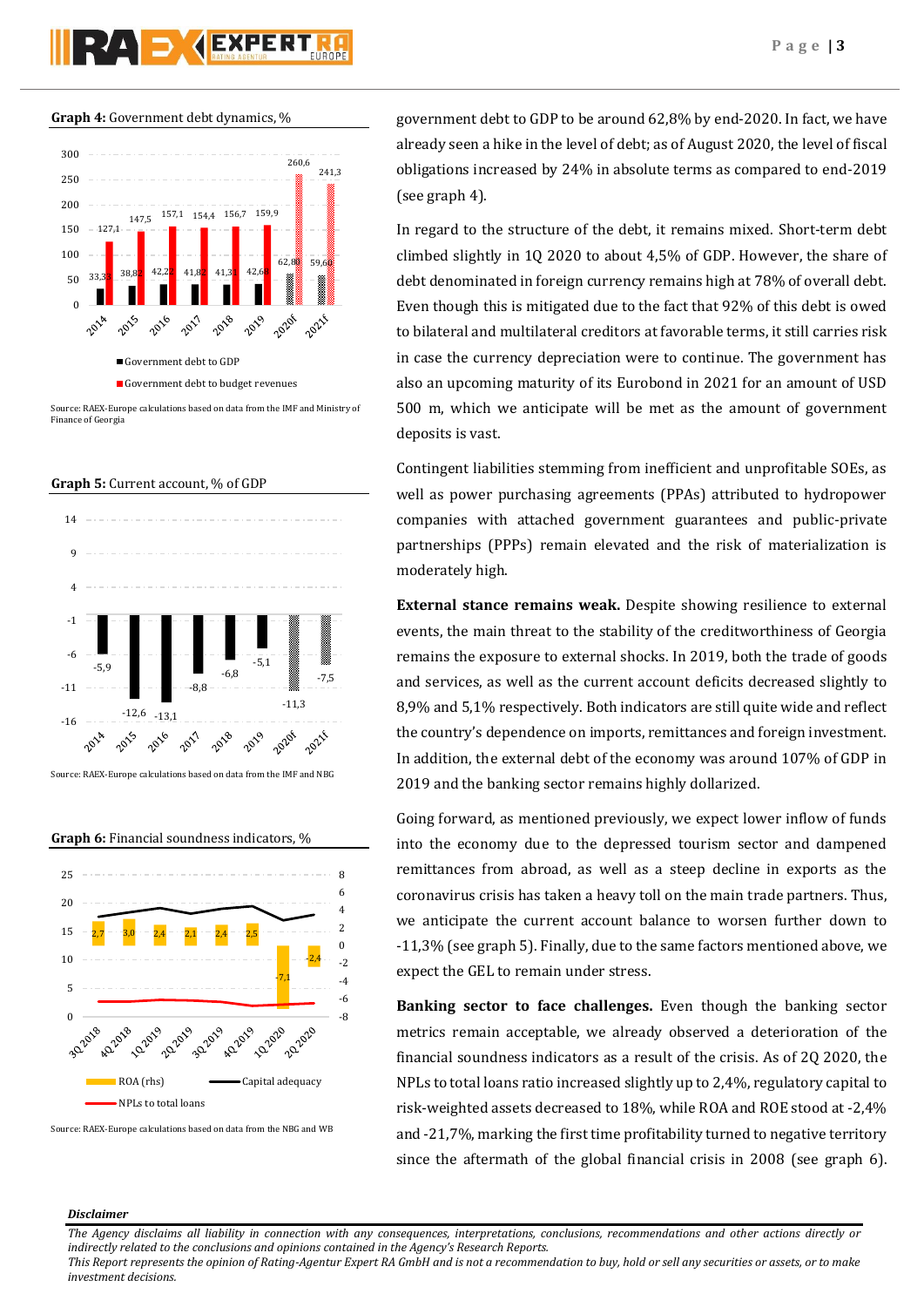**Graph 4:** Government debt dynamics, %

| | 2014 | 2015 | 2016 | 2017 | 2018 | 2019 | 2020f | 2021f |
|---|---|---|---|---|---|---|---|---|
| Government debt to GDP | 33,3 | 38,8 | 42,2 | 41,8 | 41,3 | 42,6 | 62,80 | 59,60 |
| Government debt to budget revenues | 127,1 | 147,5 | 157,1 | 154,4 | 156,7 | 159,9 | 260,6 | 241,3 |

Source: RAEX-Europe calculations based on data from the IMF and Ministry of Finance of Georgia

**Graph 5:** Current account, % of GDP

| 2014 | 2015 | 2016 | 2017 | 2018 | 2019 | 2020f | 2021f |
|---|---|---|---|---|---|---|---|
| -5,9 | -12,6 | -13,1 | -8,8 | -6,8 | -5,1 | -11,3 | -7,5 |

Source: RAEX-Europe calculations based on data from the IMF and NBG

**Graph 6:** Financial soundness indicators, %

| | 3Q 2018 | 4Q 2018 | 1Q 2019 | 2Q 2019 | 3Q 2019 | 4Q 2019 | 1Q 2020 | 2Q 2020 |
|---|---|---|---|---|---|---|---|---|
| ROA (rhs) | 2,7 | 3,0 | 2,4 | 2,1 | 2,4 | 2,5 | -7,1 | -2,4 |

Legend: ROA (rhs); Capital adequacy; NPLs to total loans

Source: RAEX-Europe calculations based on data from the NBG and WB

government debt to GDP to be around 62,8% by end-2020. In fact, we have already seen a hike in the level of debt; as of August 2020, the level of fiscal obligations increased by 24% in absolute terms as compared to end-2019 (see graph 4).

In regard to the structure of the debt, it remains mixed. Short-term debt climbed slightly in 1Q 2020 to about 4,5% of GDP. However, the share of debt denominated in foreign currency remains high at 78% of overall debt. Even though this is mitigated due to the fact that 92% of this debt is owed to bilateral and multilateral creditors at favorable terms, it still carries risk in case the currency depreciation were to continue. The government has also an upcoming maturity of its Eurobond in 2021 for an amount of USD 500 m, which we anticipate will be met as the amount of government deposits is vast.

Contingent liabilities stemming from inefficient and unprofitable SOEs, as well as power purchasing agreements (PPAs) attributed to hydropower companies with attached government guarantees and public-private partnerships (PPPs) remain elevated and the risk of materialization is moderately high.

**External stance remains weak.** Despite showing resilience to external events, the main threat to the stability of the creditworthiness of Georgia remains the exposure to external shocks. In 2019, both the trade of goods and services, as well as the current account deficits decreased slightly to 8,9% and 5,1% respectively. Both indicators are still quite wide and reflect the country's dependence on imports, remittances and foreign investment. In addition, the external debt of the economy was around 107% of GDP in 2019 and the banking sector remains highly dollarized.

Going forward, as mentioned previously, we expect lower inflow of funds into the economy due to the depressed tourism sector and dampened remittances from abroad, as well as a steep decline in exports as the coronavirus crisis has taken a heavy toll on the main trade partners. Thus, we anticipate the current account balance to worsen further down to -11,3% (see graph 5). Finally, due to the same factors mentioned above, we expect the GEL to remain under stress.

**Banking sector to face challenges.** Even though the banking sector metrics remain acceptable, we already observed a deterioration of the financial soundness indicators as a result of the crisis. As of 2Q 2020, the NPLs to total loans ratio increased slightly up to 2,4%, regulatory capital to risk-weighted assets decreased to 18%, while ROA and ROE stood at -2,4% and -21,7%, marking the first time profitability turned to negative territory since the aftermath of the global financial crisis in 2008 (see graph 6).

***Disclaimer***

*The Agency disclaims all liability in connection with any consequences, interpretations, conclusions, recommendations and other actions directly or indirectly related to the conclusions and opinions contained in the Agency's Research Reports.*
*This Report represents the opinion of Rating-Agentur Expert RA GmbH and is not a recommendation to buy, hold or sell any securities or assets, or to make investment decisions.*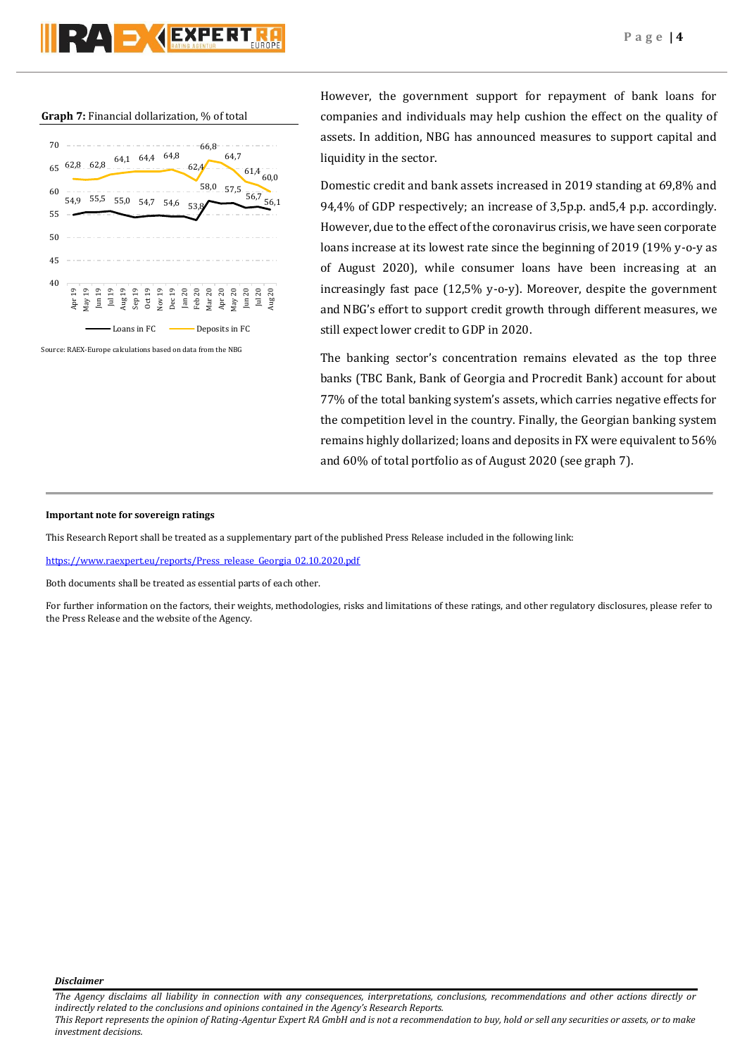**Graph 7:** Financial dollarization, % of total

70
65
60
55
50
45
40

62,8 62,8 64,1 64,4 64,8 66,8 64,7 62,4 61,4 60,0

54,9 55,5 55,0 54,7 54,6 53,8 58,0 57,5 56,7 56,1

Apr 19 May 19 Jun 19 Jul 19 Aug 19 Sep 19 Oct 19 Nov 19 Dec 19 Jan 20 Feb 20 Mar 20 Apr 20 May 20 Jun 20 Jul 20 Aug 20

Loans in FC    Deposits in FC

Source: RAEX-Europe calculations based on data from the NBG

However, the government support for repayment of bank loans for companies and individuals may help cushion the effect on the quality of assets. In addition, NBG has announced measures to support capital and liquidity in the sector.

Domestic credit and bank assets increased in 2019 standing at 69,8% and 94,4% of GDP respectively; an increase of 3,5p.p. and5,4 p.p. accordingly. However, due to the effect of the coronavirus crisis, we have seen corporate loans increase at its lowest rate since the beginning of 2019 (19% y-o-y as of August 2020), while consumer loans have been increasing at an increasingly fast pace (12,5% y-o-y). Moreover, despite the government and NBG's effort to support credit growth through different measures, we still expect lower credit to GDP in 2020.

The banking sector's concentration remains elevated as the top three banks (TBC Bank, Bank of Georgia and Procredit Bank) account for about 77% of the total banking system's assets, which carries negative effects for the competition level in the country. Finally, the Georgian banking system remains highly dollarized; loans and deposits in FX were equivalent to 56% and 60% of total portfolio as of August 2020 (see graph 7).

**Important note for sovereign ratings**

This Research Report shall be treated as a supplementary part of the published Press Release included in the following link:

https://www.raexpert.eu/reports/Press_release_Georgia_02.10.2020.pdf

Both documents shall be treated as essential parts of each other.

For further information on the factors, their weights, methodologies, risks and limitations of these ratings, and other regulatory disclosures, please refer to the Press Release and the website of the Agency.

***Disclaimer***

*The Agency disclaims all liability in connection with any consequences, interpretations, conclusions, recommendations and other actions directly or indirectly related to the conclusions and opinions contained in the Agency's Research Reports.*
*This Report represents the opinion of Rating-Agentur Expert RA GmbH and is not a recommendation to buy, hold or sell any securities or assets, or to make investment decisions.*